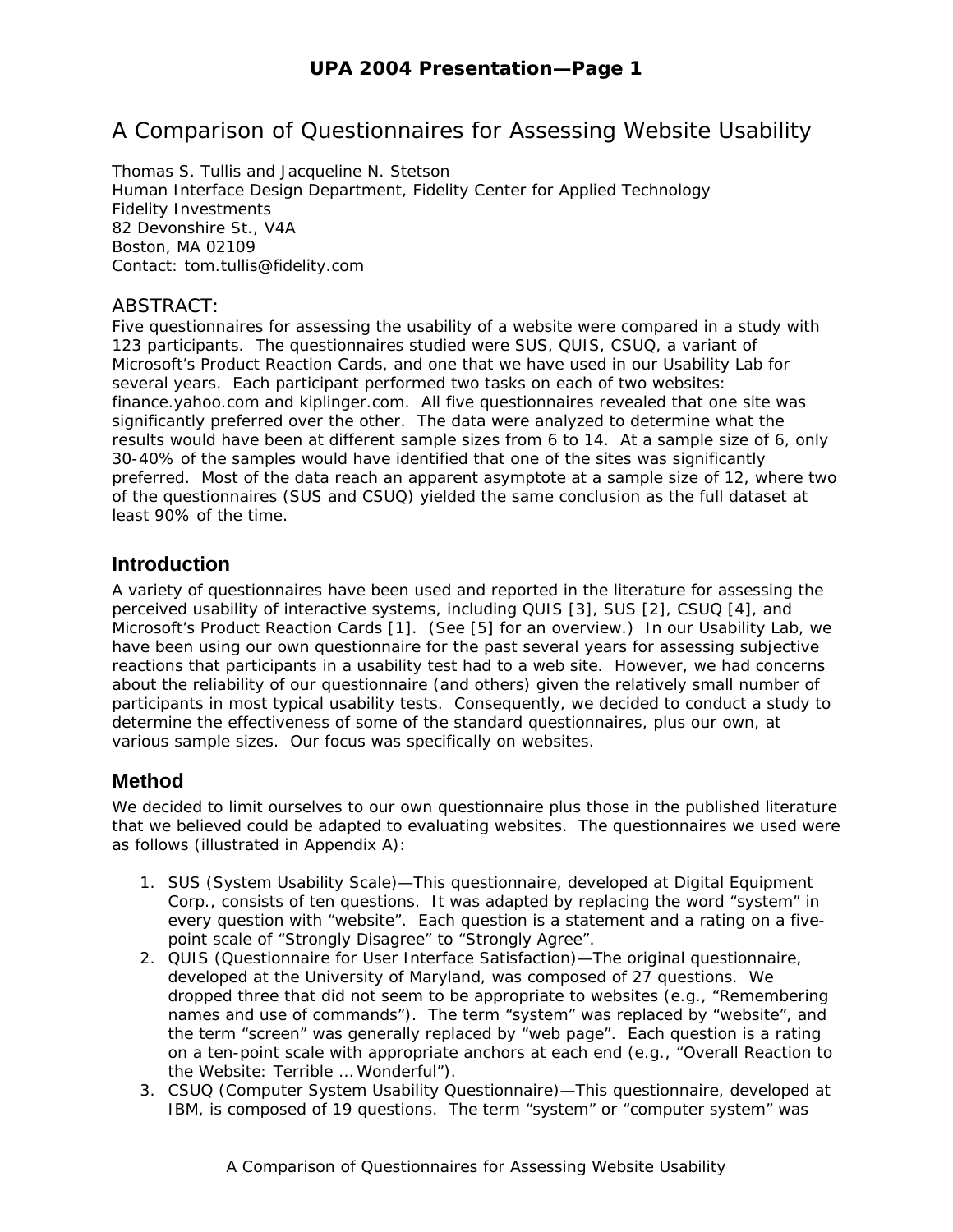# A Comparison of Questionnaires for Assessing Website Usability

Thomas S. Tullis and Jacqueline N. Stetson
Human Interface Design Department, Fidelity Center for Applied Technology
Fidelity Investments
82 Devonshire St., V4A
Boston, MA 02109
Contact: tom.tullis@fidelity.com

## ABSTRACT:

Five questionnaires for assessing the usability of a website were compared in a study with 123 participants. The questionnaires studied were SUS, QUIS, CSUQ, a variant of Microsoft's Product Reaction Cards, and one that we have used in our Usability Lab for several years. Each participant performed two tasks on each of two websites: finance.yahoo.com and kiplinger.com. All five questionnaires revealed that one site was significantly preferred over the other. The data were analyzed to determine what the results would have been at different sample sizes from 6 to 14. At a sample size of 6, only 30-40% of the samples would have identified that one of the sites was significantly preferred. Most of the data reach an apparent asymptote at a sample size of 12, where two of the questionnaires (SUS and CSUQ) yielded the same conclusion as the full dataset at least 90% of the time.

## Introduction

A variety of questionnaires have been used and reported in the literature for assessing the perceived usability of interactive systems, including QUIS [3], SUS [2], CSUQ [4], and Microsoft's Product Reaction Cards [1]. (See [5] for an overview.) In our Usability Lab, we have been using our own questionnaire for the past several years for assessing subjective reactions that participants in a usability test had to a web site. However, we had concerns about the reliability of our questionnaire (and others) given the relatively small number of participants in most typical usability tests. Consequently, we decided to conduct a study to determine the effectiveness of some of the standard questionnaires, plus our own, at various sample sizes. Our focus was specifically on websites.

## Method

We decided to limit ourselves to our own questionnaire plus those in the published literature that we believed could be adapted to evaluating websites. The questionnaires we used were as follows (illustrated in Appendix A):

1. SUS (System Usability Scale)—This questionnaire, developed at Digital Equipment Corp., consists of ten questions. It was adapted by replacing the word "system" in every question with "website". Each question is a statement and a rating on a five-point scale of "Strongly Disagree" to "Strongly Agree".
2. QUIS (Questionnaire for User Interface Satisfaction)—The original questionnaire, developed at the University of Maryland, was composed of 27 questions. We dropped three that did not seem to be appropriate to websites (e.g., "Remembering names and use of commands"). The term "system" was replaced by "website", and the term "screen" was generally replaced by "web page". Each question is a rating on a ten-point scale with appropriate anchors at each end (e.g., "Overall Reaction to the Website: Terrible … Wonderful").
3. CSUQ (Computer System Usability Questionnaire)—This questionnaire, developed at IBM, is composed of 19 questions. The term "system" or "computer system" was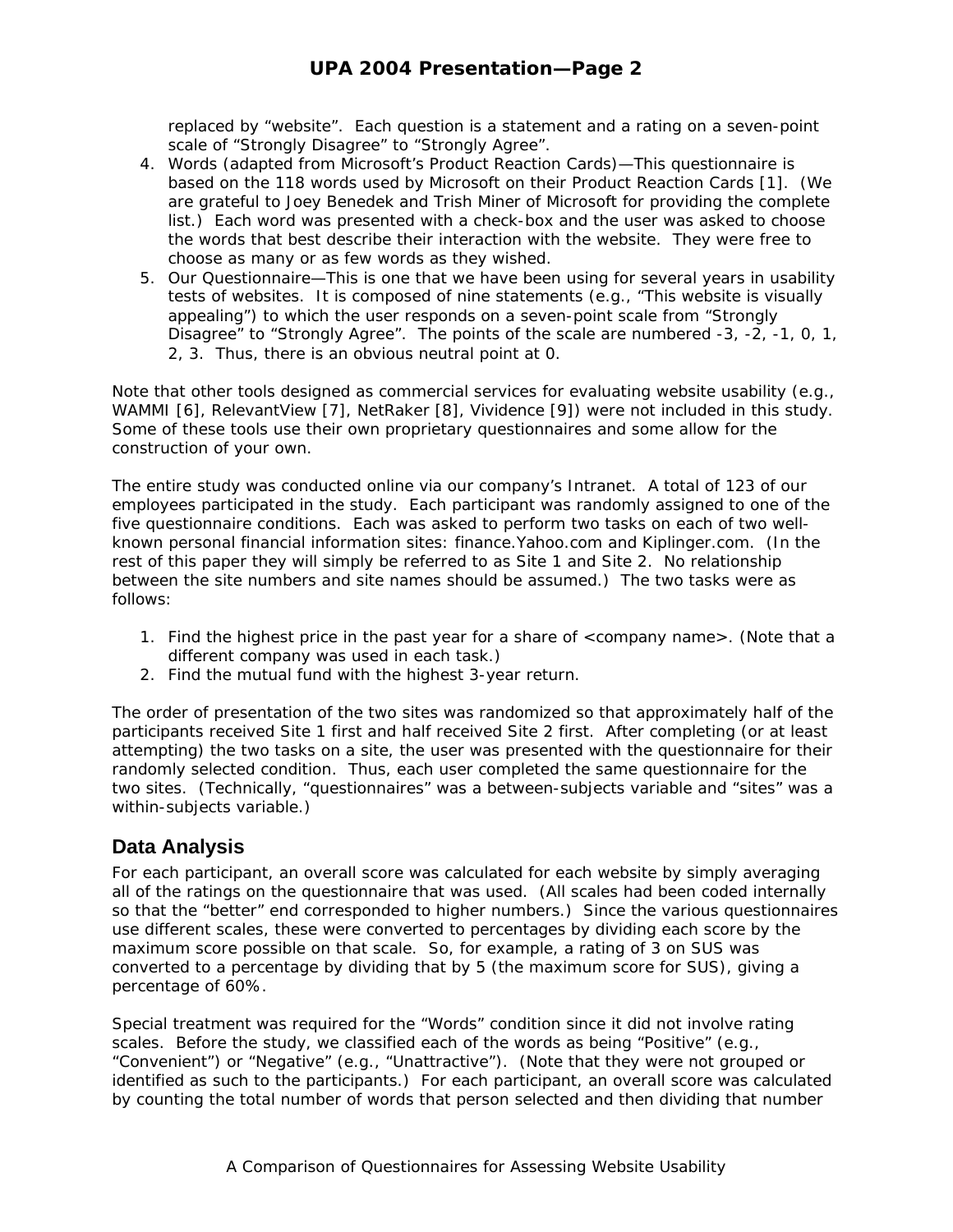replaced by “website”. Each question is a statement and a rating on a seven-point scale of “Strongly Disagree” to “Strongly Agree”.

4. Words (adapted from Microsoft’s Product Reaction Cards)—This questionnaire is based on the 118 words used by Microsoft on their Product Reaction Cards [1]. (We are grateful to Joey Benedek and Trish Miner of Microsoft for providing the complete list.) Each word was presented with a check-box and the user was asked to choose the words that best describe their interaction with the website. They were free to choose as many or as few words as they wished.
5. Our Questionnaire—This is one that we have been using for several years in usability tests of websites. It is composed of nine statements (e.g., “This website is visually appealing”) to which the user responds on a seven-point scale from “Strongly Disagree” to “Strongly Agree”. The points of the scale are numbered -3, -2, -1, 0, 1, 2, 3. Thus, there is an obvious neutral point at 0.

Note that other tools designed as commercial services for evaluating website usability (e.g., WAMMI [6], RelevantView [7], NetRaker [8], Vividence [9]) were not included in this study. Some of these tools use their own proprietary questionnaires and some allow for the construction of your own.

The entire study was conducted online via our company’s Intranet. A total of 123 of our employees participated in the study. Each participant was randomly assigned to one of the five questionnaire conditions. Each was asked to perform two tasks on each of two well-known personal financial information sites: finance.Yahoo.com and Kiplinger.com. (In the rest of this paper they will simply be referred to as Site 1 and Site 2. No relationship between the site numbers and site names should be assumed.) The two tasks were as follows:

1. Find the highest price in the past year for a share of <company name>. (Note that a different company was used in each task.)
2. Find the mutual fund with the highest 3-year return.

The order of presentation of the two sites was randomized so that approximately half of the participants received Site 1 first and half received Site 2 first. After completing (or at least attempting) the two tasks on a site, the user was presented with the questionnaire for their randomly selected condition. Thus, each user completed the same questionnaire for the two sites. (Technically, “questionnaires” was a between-subjects variable and “sites” was a within-subjects variable.)

## Data Analysis

For each participant, an overall score was calculated for each website by simply averaging all of the ratings on the questionnaire that was used. (All scales had been coded internally so that the “better” end corresponded to higher numbers.) Since the various questionnaires use different scales, these were converted to percentages by dividing each score by the maximum score possible on that scale. So, for example, a rating of 3 on SUS was converted to a percentage by dividing that by 5 (the maximum score for SUS), giving a percentage of 60%.

Special treatment was required for the “Words” condition since it did not involve rating scales. Before the study, we classified each of the words as being “Positive” (e.g., “Convenient”) or “Negative” (e.g., “Unattractive”). (Note that they were not grouped or identified as such to the participants.) For each participant, an overall score was calculated by counting the total number of words that person selected and then dividing that number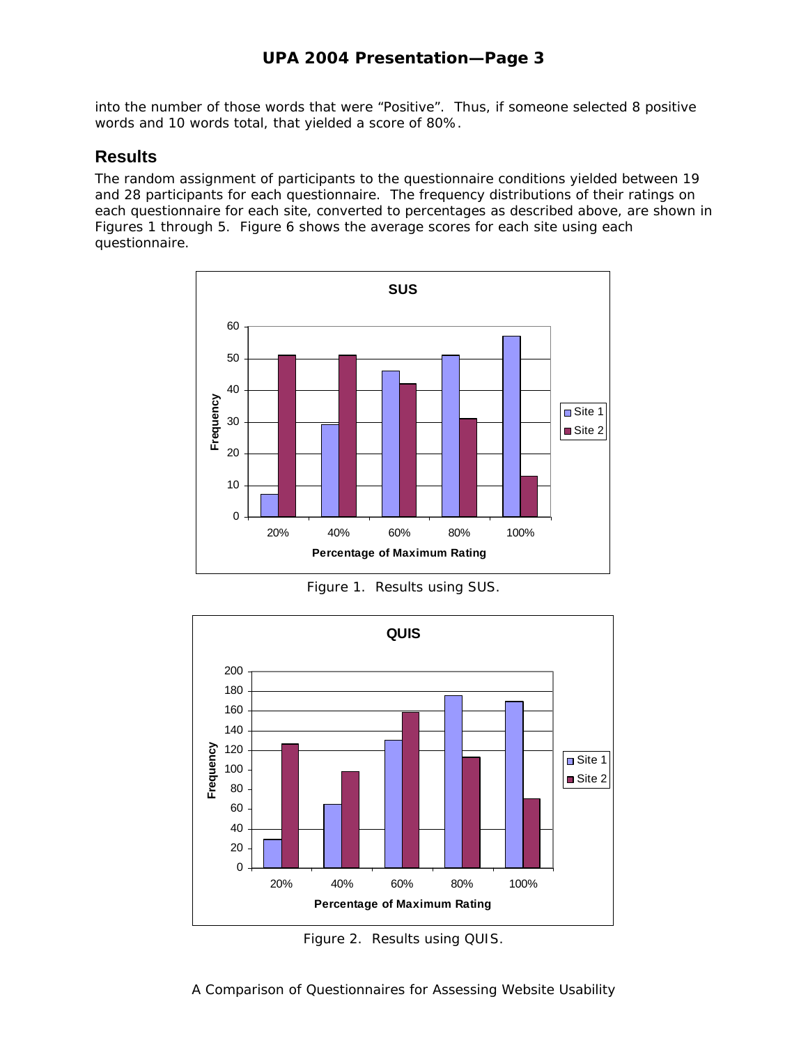into the number of those words that were "Positive". Thus, if someone selected 8 positive words and 10 words total, that yielded a score of 80%.

## Results

The random assignment of participants to the questionnaire conditions yielded between 19 and 28 participants for each questionnaire. The frequency distributions of their ratings on each questionnaire for each site, converted to percentages as described above, are shown in Figures 1 through 5. Figure 6 shows the average scores for each site using each questionnaire.

Figure 1. Results using SUS.

Figure 2. Results using QUIS.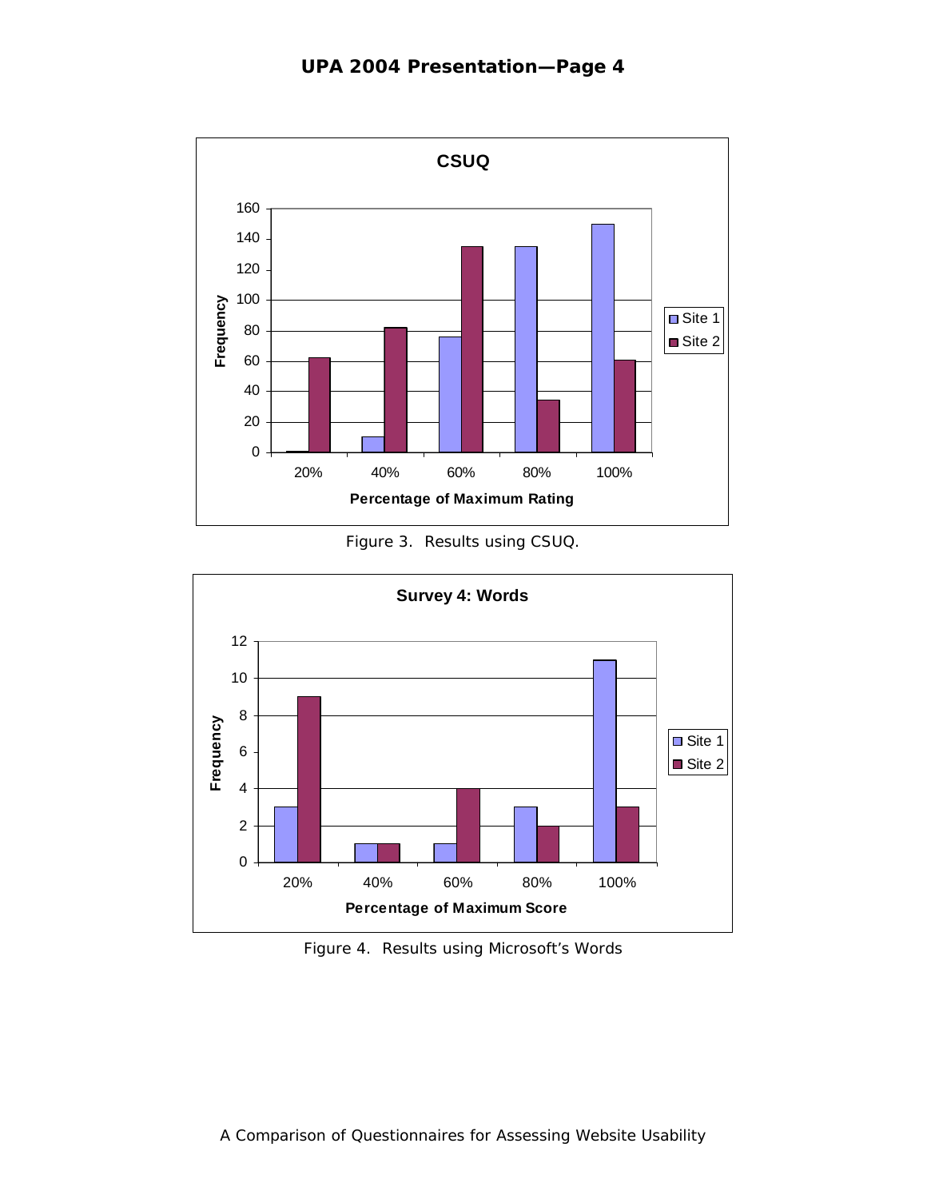Figure 3. Results using CSUQ.

Figure 4. Results using Microsoft's Words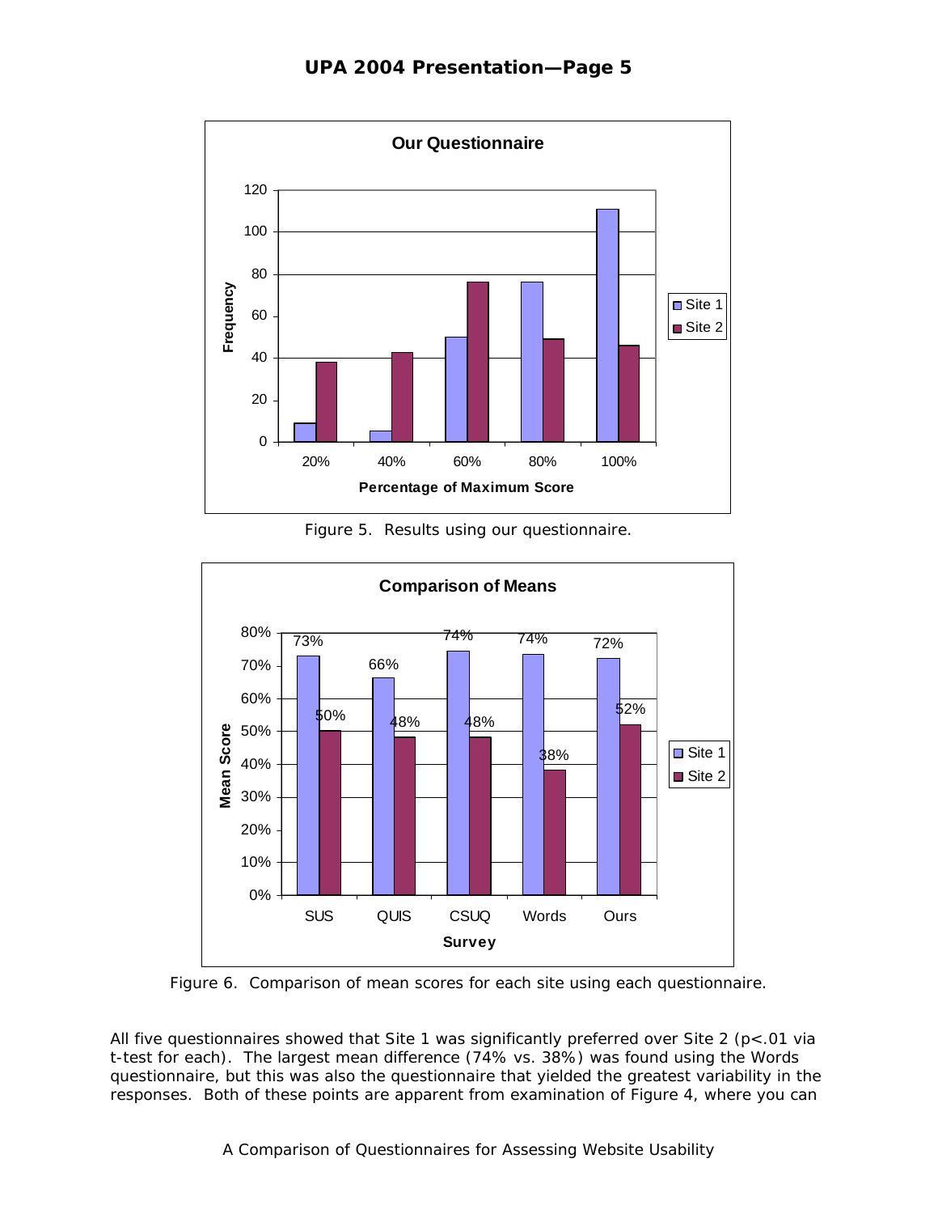Figure 5. Results using our questionnaire.

Figure 6. Comparison of mean scores for each site using each questionnaire.

All five questionnaires showed that Site 1 was significantly preferred over Site 2 ($p<.01$ via t-test for each). The largest mean difference (74% vs. 38%) was found using the Words questionnaire, but this was also the questionnaire that yielded the greatest variability in the responses. Both of these points are apparent from examination of Figure 4, where you can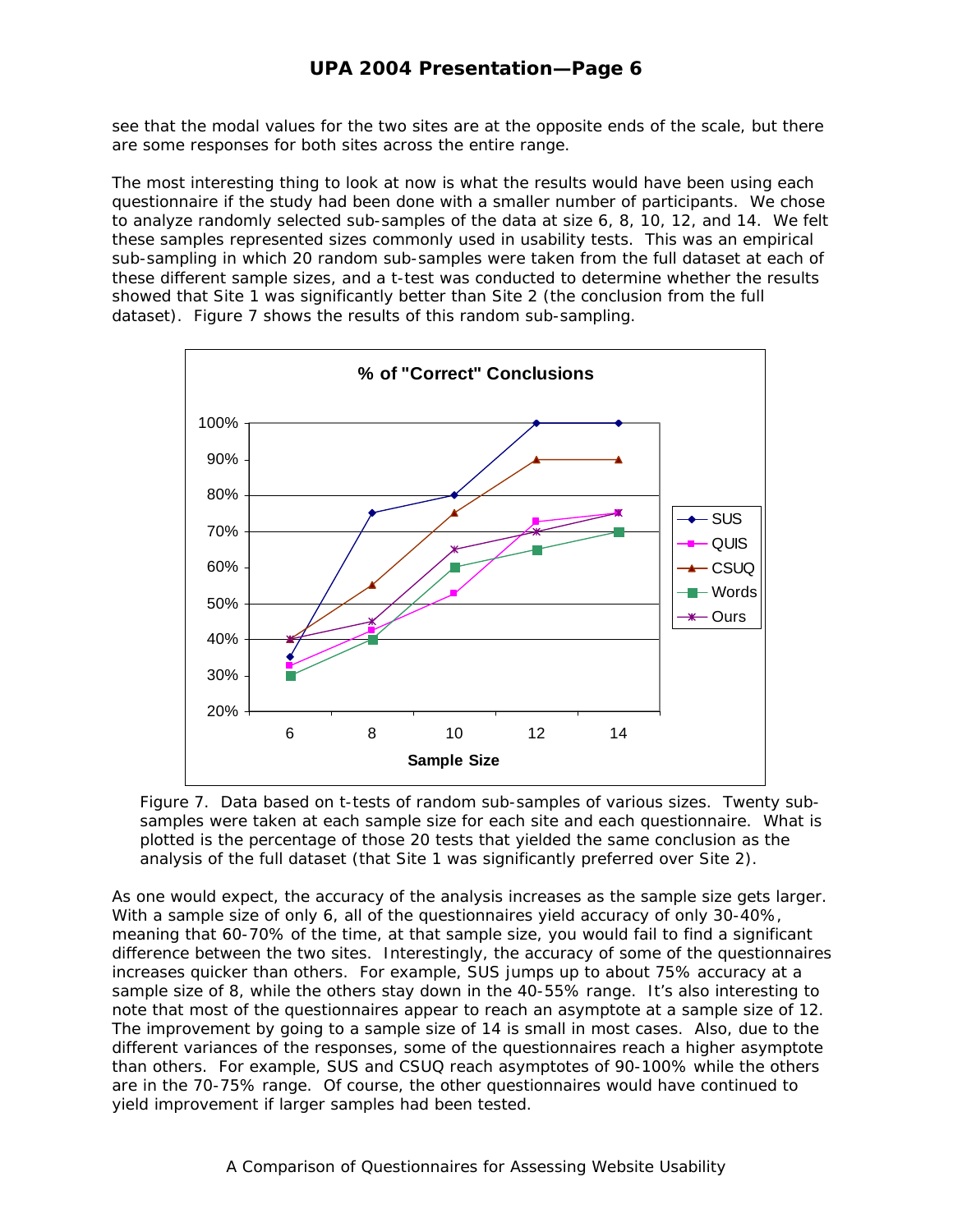see that the modal values for the two sites are at the opposite ends of the scale, but there are some responses for both sites across the entire range.

The most interesting thing to look at now is what the results would have been using each questionnaire if the study had been done with a smaller number of participants. We chose to analyze randomly selected sub-samples of the data at size 6, 8, 10, 12, and 14. We felt these samples represented sizes commonly used in usability tests. This was an empirical sub-sampling in which 20 random sub-samples were taken from the full dataset at each of these different sample sizes, and a t-test was conducted to determine whether the results showed that Site 1 was significantly better than Site 2 (the conclusion from the full dataset). Figure 7 shows the results of this random sub-sampling.

Figure 7. Data based on t-tests of random sub-samples of various sizes. Twenty sub-samples were taken at each sample size for each site and each questionnaire. What is plotted is the percentage of those 20 tests that yielded the same conclusion as the analysis of the full dataset (that Site 1 was significantly preferred over Site 2).

As one would expect, the accuracy of the analysis increases as the sample size gets larger. With a sample size of only 6, all of the questionnaires yield accuracy of only 30-40%, meaning that 60-70% of the time, at that sample size, you would fail to find a significant difference between the two sites. Interestingly, the accuracy of some of the questionnaires increases quicker than others. For example, SUS jumps up to about 75% accuracy at a sample size of 8, while the others stay down in the 40-55% range. It's also interesting to note that most of the questionnaires appear to reach an asymptote at a sample size of 12. The improvement by going to a sample size of 14 is small in most cases. Also, due to the different variances of the responses, some of the questionnaires reach a higher asymptote than others. For example, SUS and CSUQ reach asymptotes of 90-100% while the others are in the 70-75% range. Of course, the other questionnaires would have continued to yield improvement if larger samples had been tested.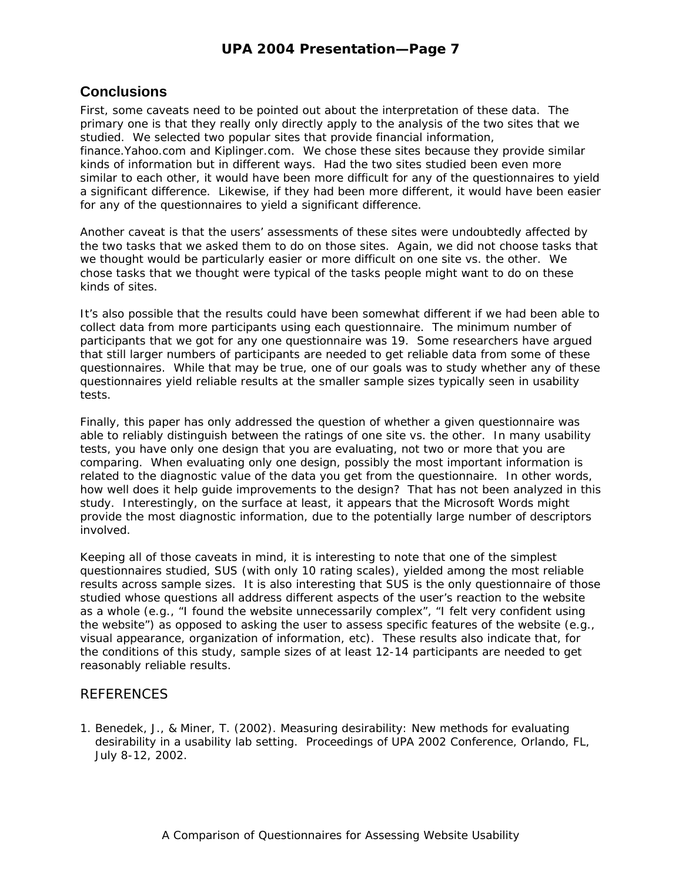## Conclusions

First, some caveats need to be pointed out about the interpretation of these data. The primary one is that they really only directly apply to the analysis of the two sites that we studied. We selected two popular sites that provide financial information, finance.Yahoo.com and Kiplinger.com. We chose these sites because they provide similar kinds of information but in different ways. Had the two sites studied been even more similar to each other, it would have been more difficult for any of the questionnaires to yield a significant difference. Likewise, if they had been more different, it would have been easier for any of the questionnaires to yield a significant difference.

Another caveat is that the users' assessments of these sites were undoubtedly affected by the two tasks that we asked them to do on those sites. Again, we did not choose tasks that we thought would be particularly easier or more difficult on one site vs. the other. We chose tasks that we thought were typical of the tasks people might want to do on these kinds of sites.

It's also possible that the results could have been somewhat different if we had been able to collect data from more participants using each questionnaire. The minimum number of participants that we got for any one questionnaire was 19. Some researchers have argued that still larger numbers of participants are needed to get reliable data from some of these questionnaires. While that may be true, one of our goals was to study whether any of these questionnaires yield reliable results at the smaller sample sizes typically seen in usability tests.

Finally, this paper has only addressed the question of whether a given questionnaire was able to reliably distinguish between the ratings of one site vs. the other. In many usability tests, you have only one design that you are evaluating, not two or more that you are comparing. When evaluating only one design, possibly the most important information is related to the diagnostic value of the data you get from the questionnaire. In other words, how well does it help guide improvements to the design? That has not been analyzed in this study. Interestingly, on the surface at least, it appears that the Microsoft Words might provide the most diagnostic information, due to the potentially large number of descriptors involved.

Keeping all of those caveats in mind, it is interesting to note that one of the simplest questionnaires studied, SUS (with only 10 rating scales), yielded among the most reliable results across sample sizes. It is also interesting that SUS is the only questionnaire of those studied whose questions all address different aspects of the user's reaction to the website as a whole (e.g., "I found the website unnecessarily complex", "I felt very confident using the website") as opposed to asking the user to assess specific features of the website (e.g., visual appearance, organization of information, etc). These results also indicate that, for the conditions of this study, sample sizes of at least 12-14 participants are needed to get reasonably reliable results.

## REFERENCES

1. Benedek, J., & Miner, T. (2002). Measuring desirability: New methods for evaluating desirability in a usability lab setting. Proceedings of UPA 2002 Conference, Orlando, FL, July 8-12, 2002.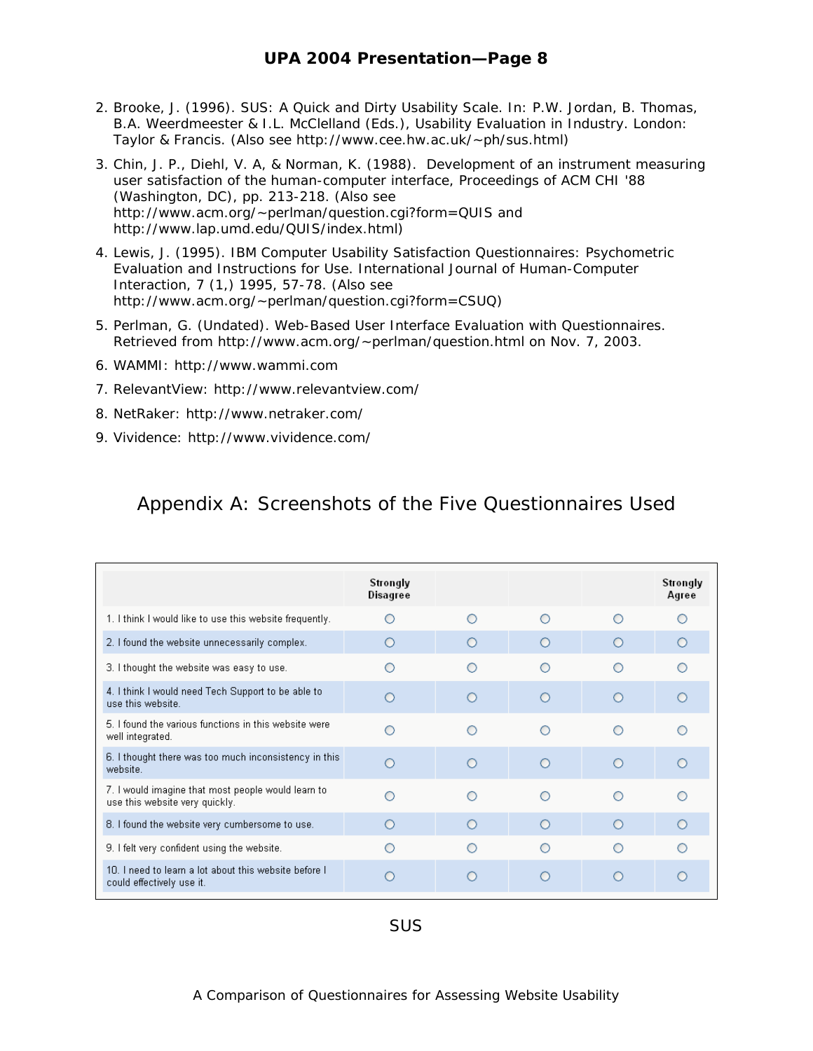2. Brooke, J. (1996). SUS: A Quick and Dirty Usability Scale. In: P.W. Jordan, B. Thomas, B.A. Weerdmeester & I.L. McClelland (Eds.), Usability Evaluation in Industry. London: Taylor & Francis. (Also see http://www.cee.hw.ac.uk/~ph/sus.html)
3. Chin, J. P., Diehl, V. A, & Norman, K. (1988). Development of an instrument measuring user satisfaction of the human-computer interface, Proceedings of ACM CHI '88 (Washington, DC), pp. 213-218. (Also see http://www.acm.org/~perlman/question.cgi?form=QUIS and http://www.lap.umd.edu/QUIS/index.html)
4. Lewis, J. (1995). IBM Computer Usability Satisfaction Questionnaires: Psychometric Evaluation and Instructions for Use. International Journal of Human-Computer Interaction, 7 (1,) 1995, 57-78. (Also see http://www.acm.org/~perlman/question.cgi?form=CSUQ)
5. Perlman, G. (Undated). Web-Based User Interface Evaluation with Questionnaires. Retrieved from http://www.acm.org/~perlman/question.html on Nov. 7, 2003.
6. WAMMI: http://www.wammi.com
7. RelevantView: http://www.relevantview.com/
8. NetRaker: http://www.netraker.com/
9. Vividence: http://www.vividence.com/

## Appendix A: Screenshots of the Five Questionnaires Used

| | Strongly Disagree | | | | Strongly Agree |
|---|---|---|---|---|---|
| 1. I think I would like to use this website frequently. | ○ | ○ | ○ | ○ | ○ |
| 2. I found the website unnecessarily complex. | ○ | ○ | ○ | ○ | ○ |
| 3. I thought the website was easy to use. | ○ | ○ | ○ | ○ | ○ |
| 4. I think I would need Tech Support to be able to use this website. | ○ | ○ | ○ | ○ | ○ |
| 5. I found the various functions in this website were well integrated. | ○ | ○ | ○ | ○ | ○ |
| 6. I thought there was too much inconsistency in this website. | ○ | ○ | ○ | ○ | ○ |
| 7. I would imagine that most people would learn to use this website very quickly. | ○ | ○ | ○ | ○ | ○ |
| 8. I found the website very cumbersome to use. | ○ | ○ | ○ | ○ | ○ |
| 9. I felt very confident using the website. | ○ | ○ | ○ | ○ | ○ |
| 10. I need to learn a lot about this website before I could effectively use it. | ○ | ○ | ○ | ○ | ○ |

SUS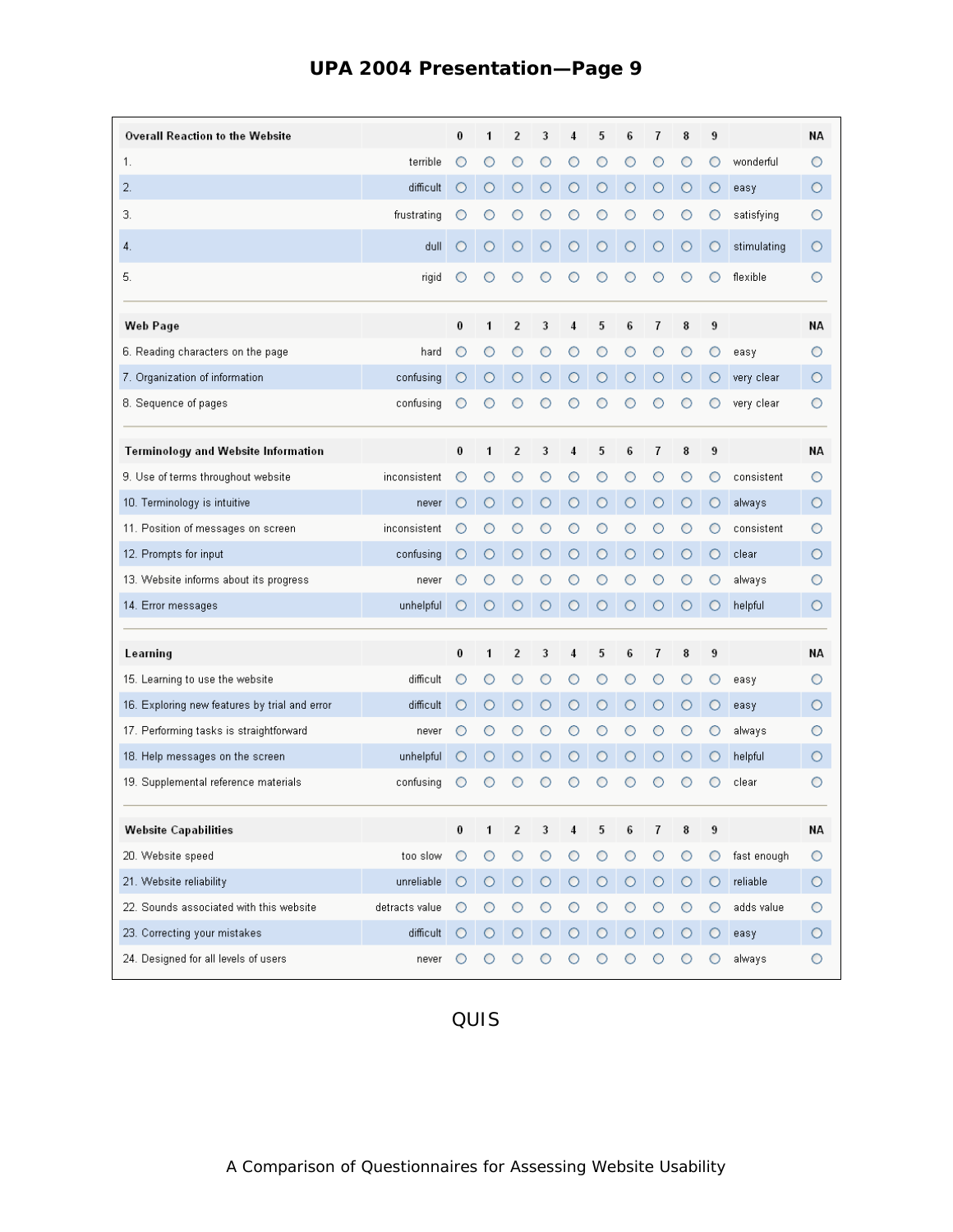| Overall Reaction to the Website | | 0 | 1 | 2 | 3 | 4 | 5 | 6 | 7 | 8 | 9 | | NA |
|---|---|---|---|---|---|---|---|---|---|---|---|---|---|
| 1. | terrible | ○ | ○ | ○ | ○ | ○ | ○ | ○ | ○ | ○ | ○ | wonderful | ○ |
| 2. | difficult | ○ | ○ | ○ | ○ | ○ | ○ | ○ | ○ | ○ | ○ | easy | ○ |
| 3. | frustrating | ○ | ○ | ○ | ○ | ○ | ○ | ○ | ○ | ○ | ○ | satisfying | ○ |
| 4. | dull | ○ | ○ | ○ | ○ | ○ | ○ | ○ | ○ | ○ | ○ | stimulating | ○ |
| 5. | rigid | ○ | ○ | ○ | ○ | ○ | ○ | ○ | ○ | ○ | ○ | flexible | ○ |
| **Web Page** | | **0** | **1** | **2** | **3** | **4** | **5** | **6** | **7** | **8** | **9** | | **NA** |
| 6. Reading characters on the page | hard | ○ | ○ | ○ | ○ | ○ | ○ | ○ | ○ | ○ | ○ | easy | ○ |
| 7. Organization of information | confusing | ○ | ○ | ○ | ○ | ○ | ○ | ○ | ○ | ○ | ○ | very clear | ○ |
| 8. Sequence of pages | confusing | ○ | ○ | ○ | ○ | ○ | ○ | ○ | ○ | ○ | ○ | very clear | ○ |
| **Terminology and Website Information** | | **0** | **1** | **2** | **3** | **4** | **5** | **6** | **7** | **8** | **9** | | **NA** |
| 9. Use of terms throughout website | inconsistent | ○ | ○ | ○ | ○ | ○ | ○ | ○ | ○ | ○ | ○ | consistent | ○ |
| 10. Terminology is intuitive | never | ○ | ○ | ○ | ○ | ○ | ○ | ○ | ○ | ○ | ○ | always | ○ |
| 11. Position of messages on screen | inconsistent | ○ | ○ | ○ | ○ | ○ | ○ | ○ | ○ | ○ | ○ | consistent | ○ |
| 12. Prompts for input | confusing | ○ | ○ | ○ | ○ | ○ | ○ | ○ | ○ | ○ | ○ | clear | ○ |
| 13. Website informs about its progress | never | ○ | ○ | ○ | ○ | ○ | ○ | ○ | ○ | ○ | ○ | always | ○ |
| 14. Error messages | unhelpful | ○ | ○ | ○ | ○ | ○ | ○ | ○ | ○ | ○ | ○ | helpful | ○ |
| **Learning** | | **0** | **1** | **2** | **3** | **4** | **5** | **6** | **7** | **8** | **9** | | **NA** |
| 15. Learning to use the website | difficult | ○ | ○ | ○ | ○ | ○ | ○ | ○ | ○ | ○ | ○ | easy | ○ |
| 16. Exploring new features by trial and error | difficult | ○ | ○ | ○ | ○ | ○ | ○ | ○ | ○ | ○ | ○ | easy | ○ |
| 17. Performing tasks is straightforward | never | ○ | ○ | ○ | ○ | ○ | ○ | ○ | ○ | ○ | ○ | always | ○ |
| 18. Help messages on the screen | unhelpful | ○ | ○ | ○ | ○ | ○ | ○ | ○ | ○ | ○ | ○ | helpful | ○ |
| 19. Supplemental reference materials | confusing | ○ | ○ | ○ | ○ | ○ | ○ | ○ | ○ | ○ | ○ | clear | ○ |
| **Website Capabilities** | | **0** | **1** | **2** | **3** | **4** | **5** | **6** | **7** | **8** | **9** | | **NA** |
| 20. Website speed | too slow | ○ | ○ | ○ | ○ | ○ | ○ | ○ | ○ | ○ | ○ | fast enough | ○ |
| 21. Website reliability | unreliable | ○ | ○ | ○ | ○ | ○ | ○ | ○ | ○ | ○ | ○ | reliable | ○ |
| 22. Sounds associated with this website | detracts value | ○ | ○ | ○ | ○ | ○ | ○ | ○ | ○ | ○ | ○ | adds value | ○ |
| 23. Correcting your mistakes | difficult | ○ | ○ | ○ | ○ | ○ | ○ | ○ | ○ | ○ | ○ | easy | ○ |
| 24. Designed for all levels of users | never | ○ | ○ | ○ | ○ | ○ | ○ | ○ | ○ | ○ | ○ | always | ○ |

QUIS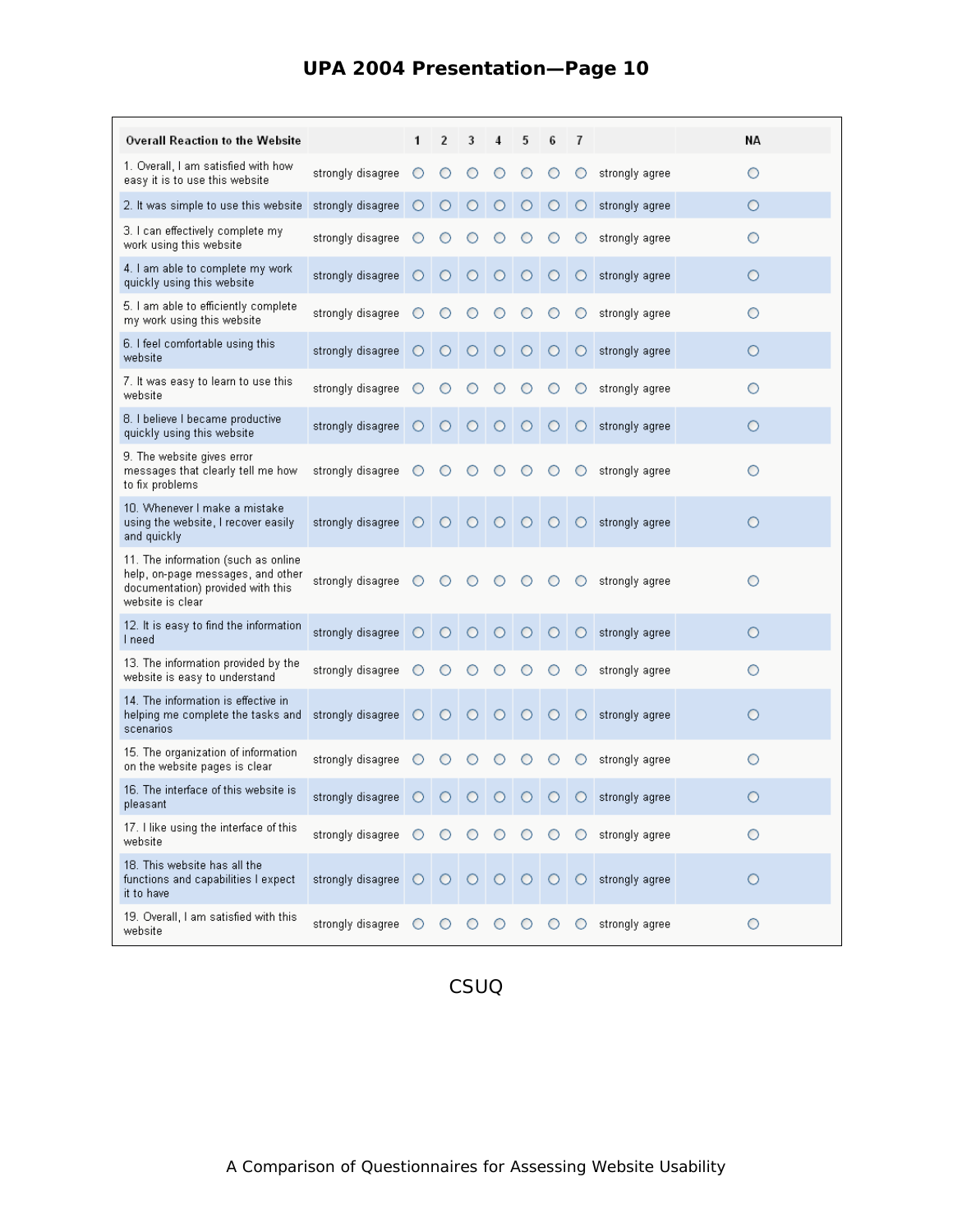| Overall Reaction to the Website | | 1 | 2 | 3 | 4 | 5 | 6 | 7 | | NA |
|---|---|---|---|---|---|---|---|---|---|---|
| 1. Overall, I am satisfied with how easy it is to use this website | strongly disagree | ○ | ○ | ○ | ○ | ○ | ○ | ○ | strongly agree | ○ |
| 2. It was simple to use this website | strongly disagree | ○ | ○ | ○ | ○ | ○ | ○ | ○ | strongly agree | ○ |
| 3. I can effectively complete my work using this website | strongly disagree | ○ | ○ | ○ | ○ | ○ | ○ | ○ | strongly agree | ○ |
| 4. I am able to complete my work quickly using this website | strongly disagree | ○ | ○ | ○ | ○ | ○ | ○ | ○ | strongly agree | ○ |
| 5. I am able to efficiently complete my work using this website | strongly disagree | ○ | ○ | ○ | ○ | ○ | ○ | ○ | strongly agree | ○ |
| 6. I feel comfortable using this website | strongly disagree | ○ | ○ | ○ | ○ | ○ | ○ | ○ | strongly agree | ○ |
| 7. It was easy to learn to use this website | strongly disagree | ○ | ○ | ○ | ○ | ○ | ○ | ○ | strongly agree | ○ |
| 8. I believe I became productive quickly using this website | strongly disagree | ○ | ○ | ○ | ○ | ○ | ○ | ○ | strongly agree | ○ |
| 9. The website gives error messages that clearly tell me how to fix problems | strongly disagree | ○ | ○ | ○ | ○ | ○ | ○ | ○ | strongly agree | ○ |
| 10. Whenever I make a mistake using the website, I recover easily and quickly | strongly disagree | ○ | ○ | ○ | ○ | ○ | ○ | ○ | strongly agree | ○ |
| 11. The information (such as online help, on-page messages, and other documentation) provided with this website is clear | strongly disagree | ○ | ○ | ○ | ○ | ○ | ○ | ○ | strongly agree | ○ |
| 12. It is easy to find the information I need | strongly disagree | ○ | ○ | ○ | ○ | ○ | ○ | ○ | strongly agree | ○ |
| 13. The information provided by the website is easy to understand | strongly disagree | ○ | ○ | ○ | ○ | ○ | ○ | ○ | strongly agree | ○ |
| 14. The information is effective in helping me complete the tasks and scenarios | strongly disagree | ○ | ○ | ○ | ○ | ○ | ○ | ○ | strongly agree | ○ |
| 15. The organization of information on the website pages is clear | strongly disagree | ○ | ○ | ○ | ○ | ○ | ○ | ○ | strongly agree | ○ |
| 16. The interface of this website is pleasant | strongly disagree | ○ | ○ | ○ | ○ | ○ | ○ | ○ | strongly agree | ○ |
| 17. I like using the interface of this website | strongly disagree | ○ | ○ | ○ | ○ | ○ | ○ | ○ | strongly agree | ○ |
| 18. This website has all the functions and capabilities I expect it to have | strongly disagree | ○ | ○ | ○ | ○ | ○ | ○ | ○ | strongly agree | ○ |
| 19. Overall, I am satisfied with this website | strongly disagree | ○ | ○ | ○ | ○ | ○ | ○ | ○ | strongly agree | ○ |

CSUQ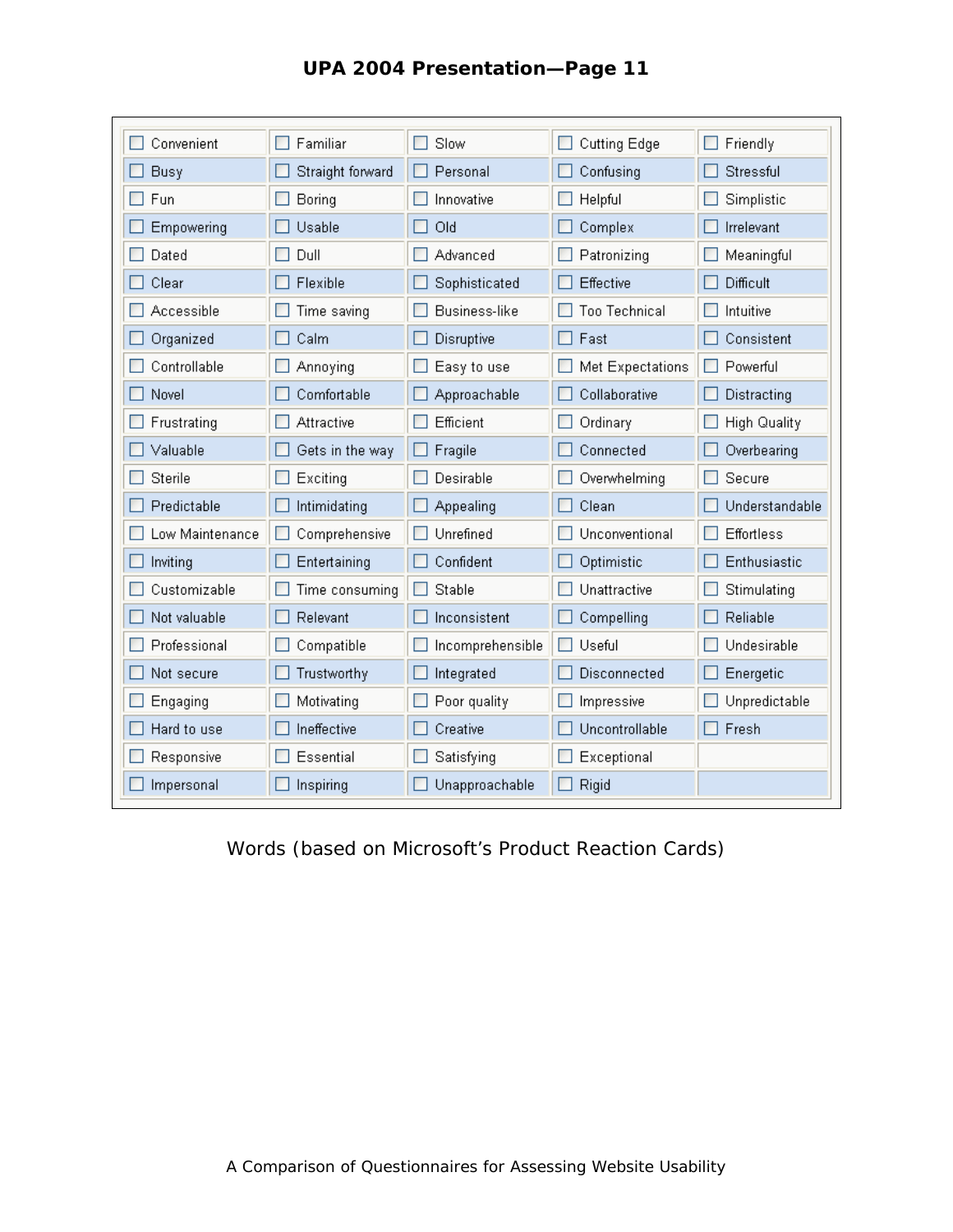## UPA 2004 Presentation—Page 11

| | | | | |
|---|---|---|---|---|
| ☐ Convenient | ☐ Familiar | ☐ Slow | ☐ Cutting Edge | ☐ Friendly |
| ☐ Busy | ☐ Straight forward | ☐ Personal | ☐ Confusing | ☐ Stressful |
| ☐ Fun | ☐ Boring | ☐ Innovative | ☐ Helpful | ☐ Simplistic |
| ☐ Empowering | ☐ Usable | ☐ Old | ☐ Complex | ☐ Irrelevant |
| ☐ Dated | ☐ Dull | ☐ Advanced | ☐ Patronizing | ☐ Meaningful |
| ☐ Clear | ☐ Flexible | ☐ Sophisticated | ☐ Effective | ☐ Difficult |
| ☐ Accessible | ☐ Time saving | ☐ Business-like | ☐ Too Technical | ☐ Intuitive |
| ☐ Organized | ☐ Calm | ☐ Disruptive | ☐ Fast | ☐ Consistent |
| ☐ Controllable | ☐ Annoying | ☐ Easy to use | ☐ Met Expectations | ☐ Powerful |
| ☐ Novel | ☐ Comfortable | ☐ Approachable | ☐ Collaborative | ☐ Distracting |
| ☐ Frustrating | ☐ Attractive | ☐ Efficient | ☐ Ordinary | ☐ High Quality |
| ☐ Valuable | ☐ Gets in the way | ☐ Fragile | ☐ Connected | ☐ Overbearing |
| ☐ Sterile | ☐ Exciting | ☐ Desirable | ☐ Overwhelming | ☐ Secure |
| ☐ Predictable | ☐ Intimidating | ☐ Appealing | ☐ Clean | ☐ Understandable |
| ☐ Low Maintenance | ☐ Comprehensive | ☐ Unrefined | ☐ Unconventional | ☐ Effortless |
| ☐ Inviting | ☐ Entertaining | ☐ Confident | ☐ Optimistic | ☐ Enthusiastic |
| ☐ Customizable | ☐ Time consuming | ☐ Stable | ☐ Unattractive | ☐ Stimulating |
| ☐ Not valuable | ☐ Relevant | ☐ Inconsistent | ☐ Compelling | ☐ Reliable |
| ☐ Professional | ☐ Compatible | ☐ Incomprehensible | ☐ Useful | ☐ Undesirable |
| ☐ Not secure | ☐ Trustworthy | ☐ Integrated | ☐ Disconnected | ☐ Energetic |
| ☐ Engaging | ☐ Motivating | ☐ Poor quality | ☐ Impressive | ☐ Unpredictable |
| ☐ Hard to use | ☐ Ineffective | ☐ Creative | ☐ Uncontrollable | ☐ Fresh |
| ☐ Responsive | ☐ Essential | ☐ Satisfying | ☐ Exceptional | |
| ☐ Impersonal | ☐ Inspiring | ☐ Unapproachable | ☐ Rigid | |

Words (based on Microsoft's Product Reaction Cards)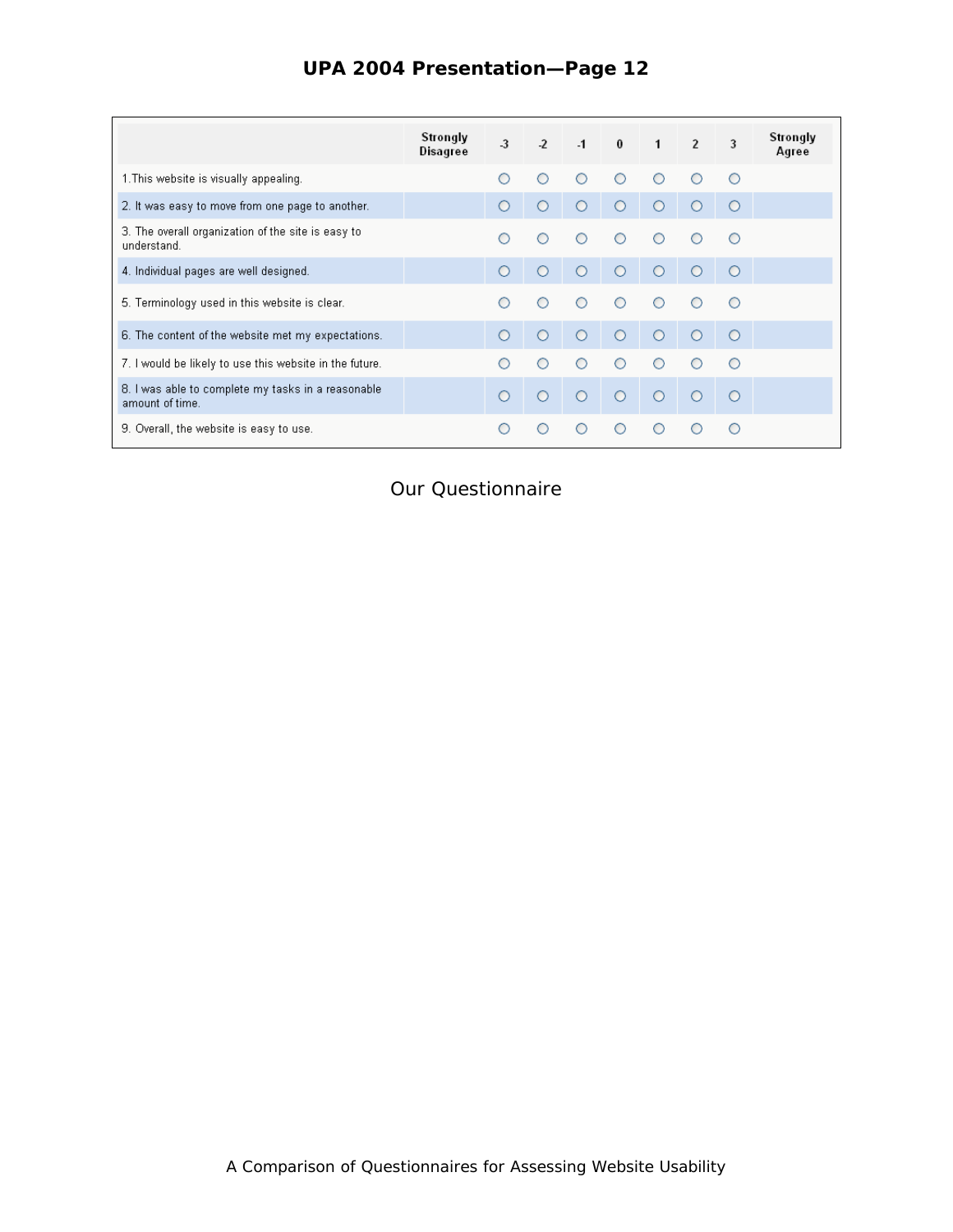| | Strongly Disagree | -3 | -2 | -1 | 0 | 1 | 2 | 3 | Strongly Agree |
|---|---|---|---|---|---|---|---|---|---|
| 1. This website is visually appealing. | | ○ | ○ | ○ | ○ | ○ | ○ | ○ | |
| 2. It was easy to move from one page to another. | | ○ | ○ | ○ | ○ | ○ | ○ | ○ | |
| 3. The overall organization of the site is easy to understand. | | ○ | ○ | ○ | ○ | ○ | ○ | ○ | |
| 4. Individual pages are well designed. | | ○ | ○ | ○ | ○ | ○ | ○ | ○ | |
| 5. Terminology used in this website is clear. | | ○ | ○ | ○ | ○ | ○ | ○ | ○ | |
| 6. The content of the website met my expectations. | | ○ | ○ | ○ | ○ | ○ | ○ | ○ | |
| 7. I would be likely to use this website in the future. | | ○ | ○ | ○ | ○ | ○ | ○ | ○ | |
| 8. I was able to complete my tasks in a reasonable amount of time. | | ○ | ○ | ○ | ○ | ○ | ○ | ○ | |
| 9. Overall, the website is easy to use. | | ○ | ○ | ○ | ○ | ○ | ○ | ○ | |

Our Questionnaire